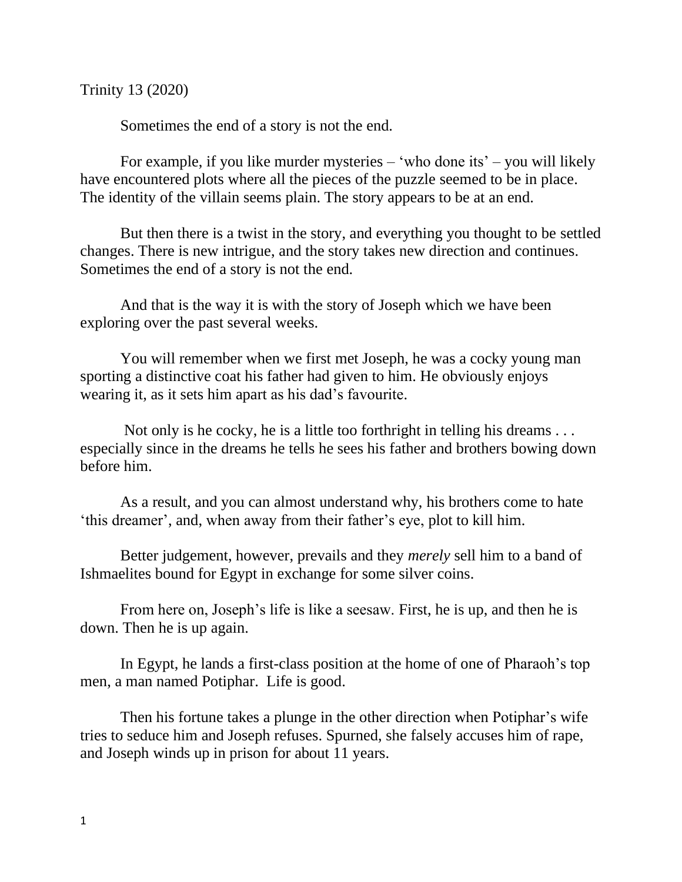Trinity 13 (2020)

Sometimes the end of a story is not the end.

For example, if you like murder mysteries – 'who done its' – you will likely have encountered plots where all the pieces of the puzzle seemed to be in place. The identity of the villain seems plain. The story appears to be at an end.

But then there is a twist in the story, and everything you thought to be settled changes. There is new intrigue, and the story takes new direction and continues. Sometimes the end of a story is not the end.

And that is the way it is with the story of Joseph which we have been exploring over the past several weeks.

You will remember when we first met Joseph, he was a cocky young man sporting a distinctive coat his father had given to him. He obviously enjoys wearing it, as it sets him apart as his dad's favourite.

Not only is he cocky, he is a little too forthright in telling his dreams . . . especially since in the dreams he tells he sees his father and brothers bowing down before him.

As a result, and you can almost understand why, his brothers come to hate 'this dreamer', and, when away from their father's eye, plot to kill him.

Better judgement, however, prevails and they *merely* sell him to a band of Ishmaelites bound for Egypt in exchange for some silver coins.

From here on, Joseph's life is like a seesaw. First, he is up, and then he is down. Then he is up again.

In Egypt, he lands a first-class position at the home of one of Pharaoh's top men, a man named Potiphar. Life is good.

Then his fortune takes a plunge in the other direction when Potiphar's wife tries to seduce him and Joseph refuses. Spurned, she falsely accuses him of rape, and Joseph winds up in prison for about 11 years.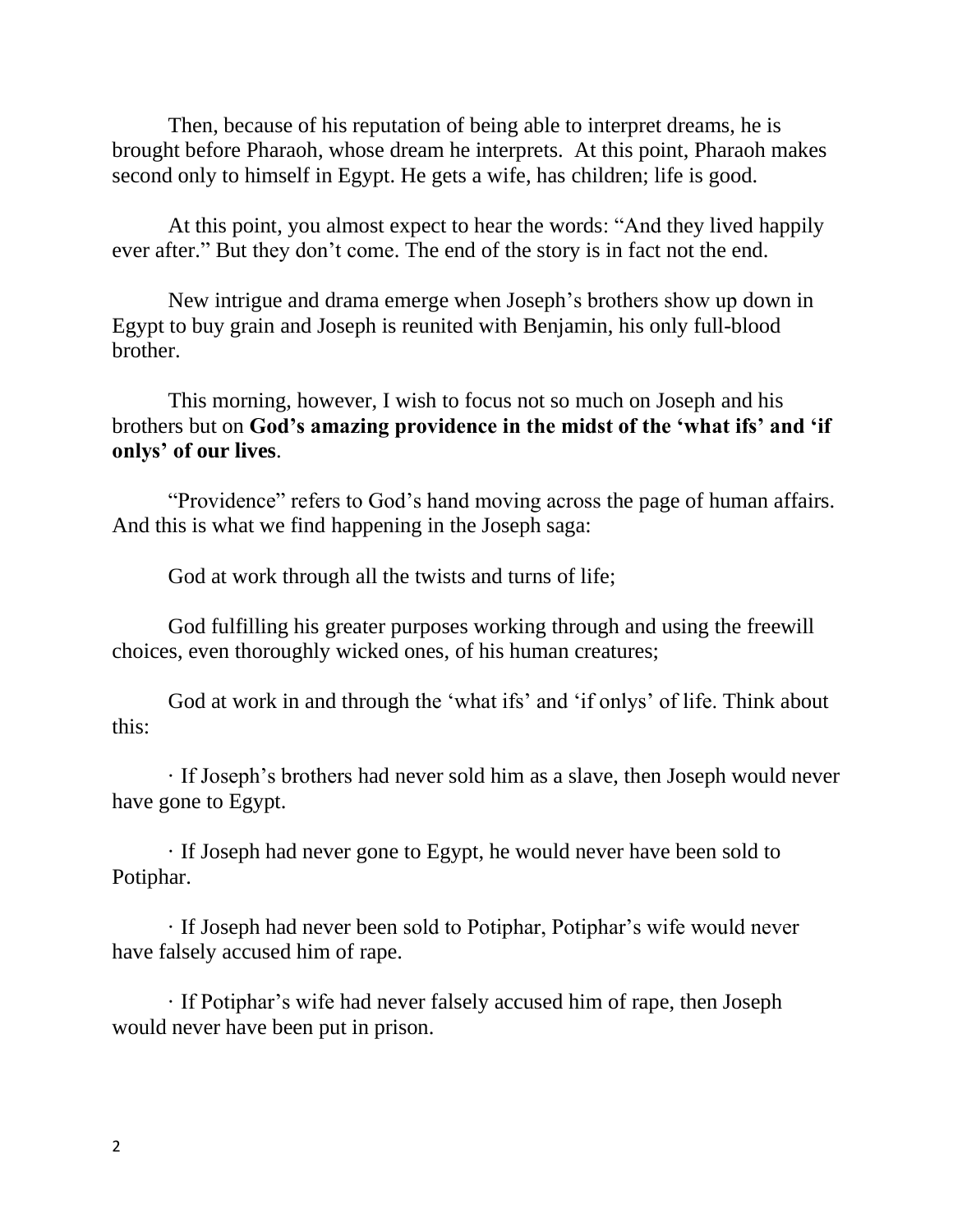Then, because of his reputation of being able to interpret dreams, he is brought before Pharaoh, whose dream he interprets. At this point, Pharaoh makes second only to himself in Egypt. He gets a wife, has children; life is good.

At this point, you almost expect to hear the words: "And they lived happily ever after." But they don't come. The end of the story is in fact not the end.

New intrigue and drama emerge when Joseph's brothers show up down in Egypt to buy grain and Joseph is reunited with Benjamin, his only full-blood brother.

This morning, however, I wish to focus not so much on Joseph and his brothers but on **God's amazing providence in the midst of the 'what ifs' and 'if onlys' of our lives**.

"Providence" refers to God's hand moving across the page of human affairs. And this is what we find happening in the Joseph saga:

God at work through all the twists and turns of life;

God fulfilling his greater purposes working through and using the freewill choices, even thoroughly wicked ones, of his human creatures;

God at work in and through the 'what ifs' and 'if onlys' of life. Think about this:

· If Joseph's brothers had never sold him as a slave, then Joseph would never have gone to Egypt.

· If Joseph had never gone to Egypt, he would never have been sold to Potiphar.

· If Joseph had never been sold to Potiphar, Potiphar's wife would never have falsely accused him of rape.

· If Potiphar's wife had never falsely accused him of rape, then Joseph would never have been put in prison.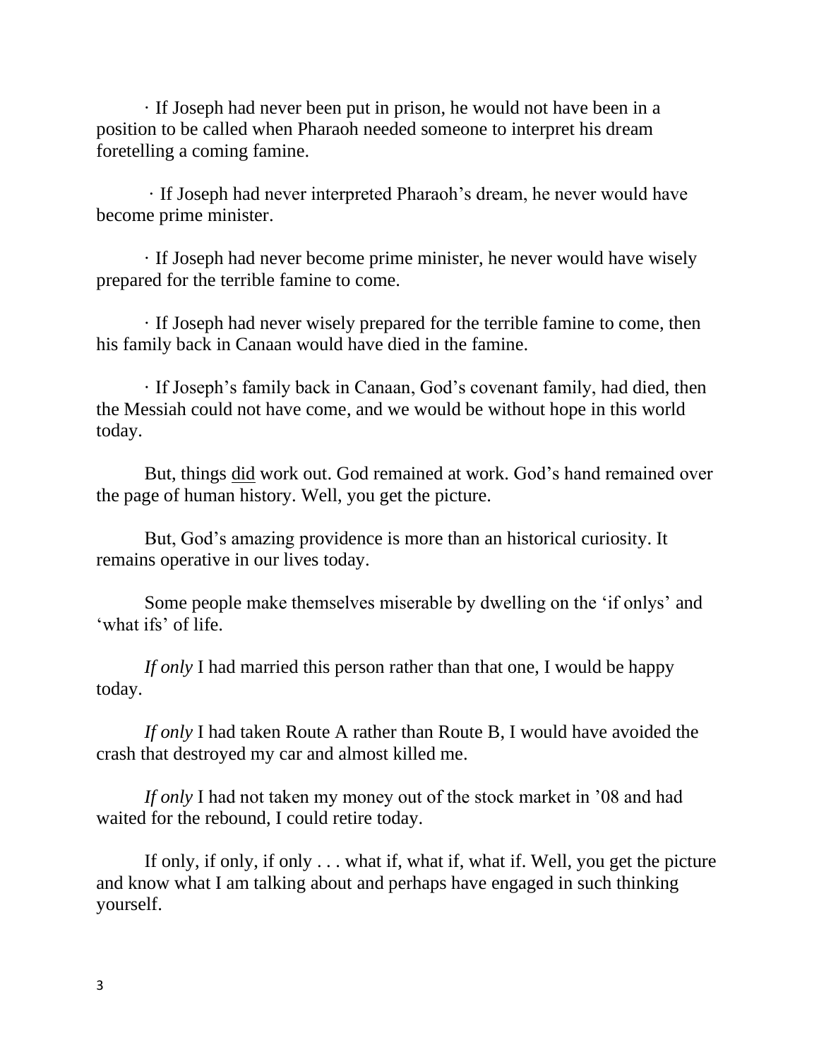· If Joseph had never been put in prison, he would not have been in a position to be called when Pharaoh needed someone to interpret his dream foretelling a coming famine.

· If Joseph had never interpreted Pharaoh's dream, he never would have become prime minister.

· If Joseph had never become prime minister, he never would have wisely prepared for the terrible famine to come.

· If Joseph had never wisely prepared for the terrible famine to come, then his family back in Canaan would have died in the famine.

· If Joseph's family back in Canaan, God's covenant family, had died, then the Messiah could not have come, and we would be without hope in this world today.

But, things <u>did</u> work out. God remained at work. God's hand remained over the page of human history. Well, you get the picture.

But, God's amazing providence is more than an historical curiosity. It remains operative in our lives today.

Some people make themselves miserable by dwelling on the 'if onlys' and 'what ifs' of life.

*If only* I had married this person rather than that one, I would be happy today.

*If only* I had taken Route A rather than Route B, I would have avoided the crash that destroyed my car and almost killed me.

*If only* I had not taken my money out of the stock market in '08 and had waited for the rebound, I could retire today.

If only, if only, if only . . . what if, what if, what if. Well, you get the picture and know what I am talking about and perhaps have engaged in such thinking yourself.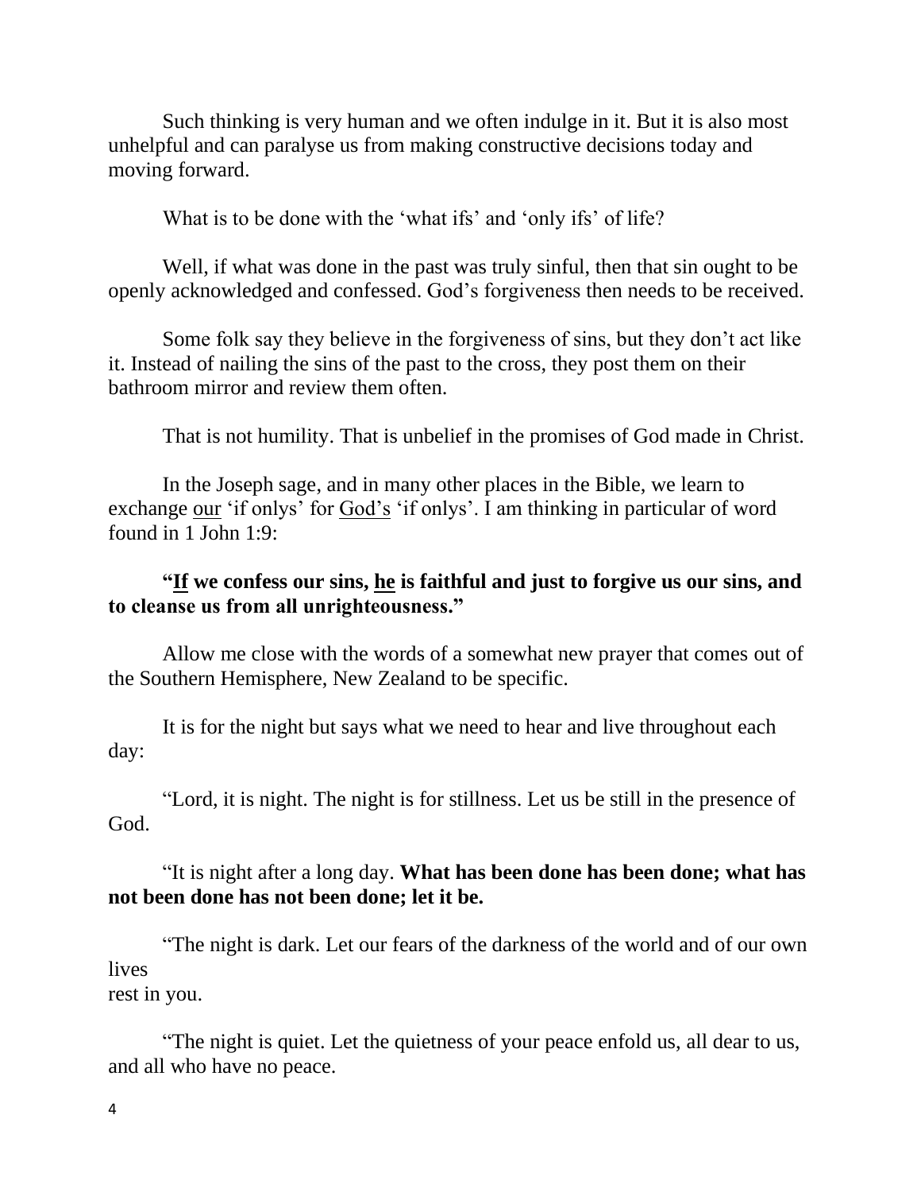Such thinking is very human and we often indulge in it. But it is also most unhelpful and can paralyse us from making constructive decisions today and moving forward.

What is to be done with the 'what ifs' and 'only ifs' of life?

Well, if what was done in the past was truly sinful, then that sin ought to be openly acknowledged and confessed. God's forgiveness then needs to be received.

Some folk say they believe in the forgiveness of sins, but they don't act like it. Instead of nailing the sins of the past to the cross, they post them on their bathroom mirror and review them often.

That is not humility. That is unbelief in the promises of God made in Christ.

In the Joseph sage, and in many other places in the Bible, we learn to exchange <u>our</u> 'if onlys' for <u>God's</u> 'if onlys'. I am thinking in particular of word found in 1 John 1:9:

**"<u>If</u> we confess our sins, <u>he</u> is faithful and just to forgive us our sins, and to cleanse us from all unrighteousness."**

Allow me close with the words of a somewhat new prayer that comes out of the Southern Hemisphere, New Zealand to be specific.

It is for the night but says what we need to hear and live throughout each day:

"Lord, it is night. The night is for stillness. Let us be still in the presence of God.

"It is night after a long day. **What has been done has been done; what has not been done has not been done; let it be.**

"The night is dark. Let our fears of the darkness of the world and of our own lives
rest in you.

"The night is quiet. Let the quietness of your peace enfold us, all dear to us, and all who have no peace.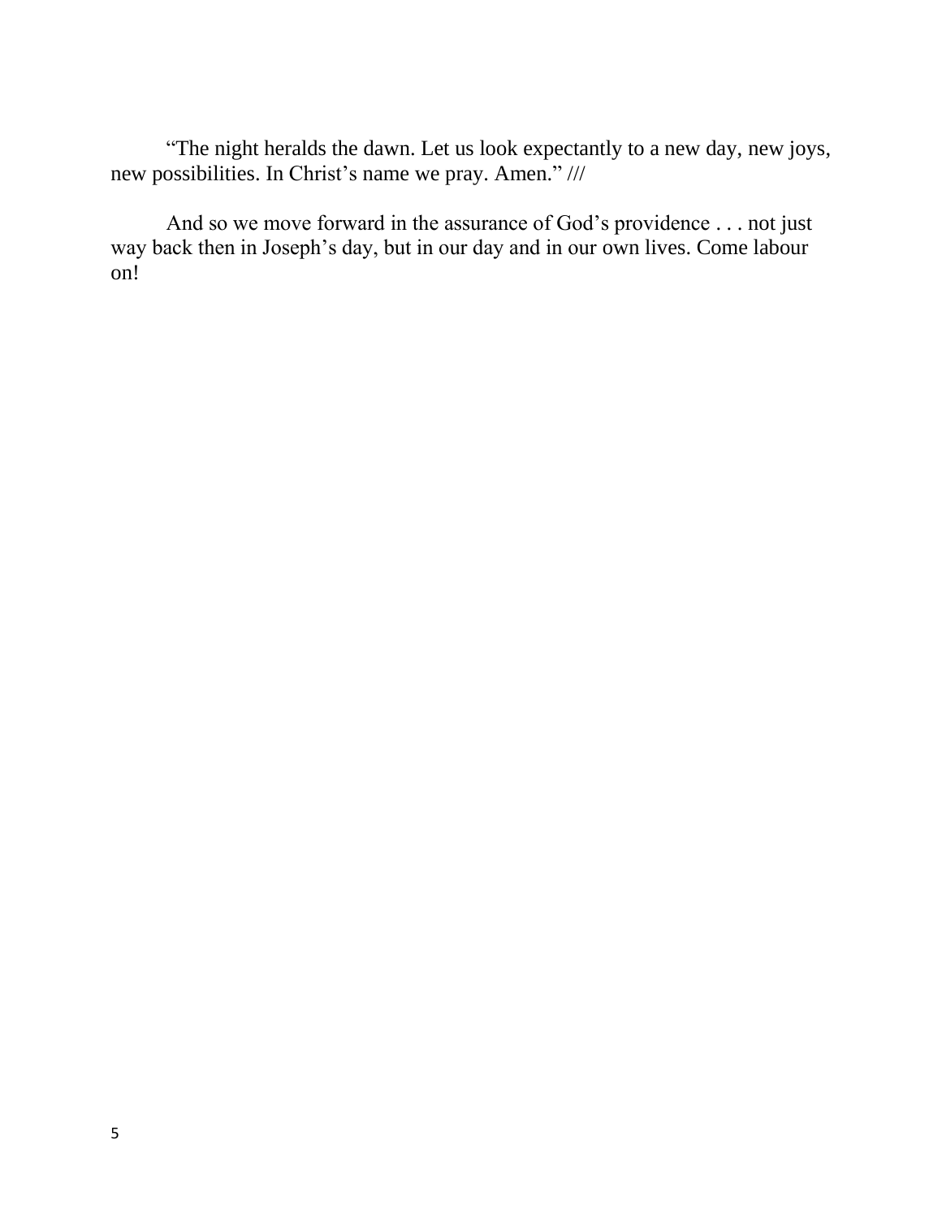"The night heralds the dawn. Let us look expectantly to a new day, new joys, new possibilities. In Christ's name we pray. Amen." ///

And so we move forward in the assurance of God's providence . . . not just way back then in Joseph's day, but in our day and in our own lives. Come labour on!